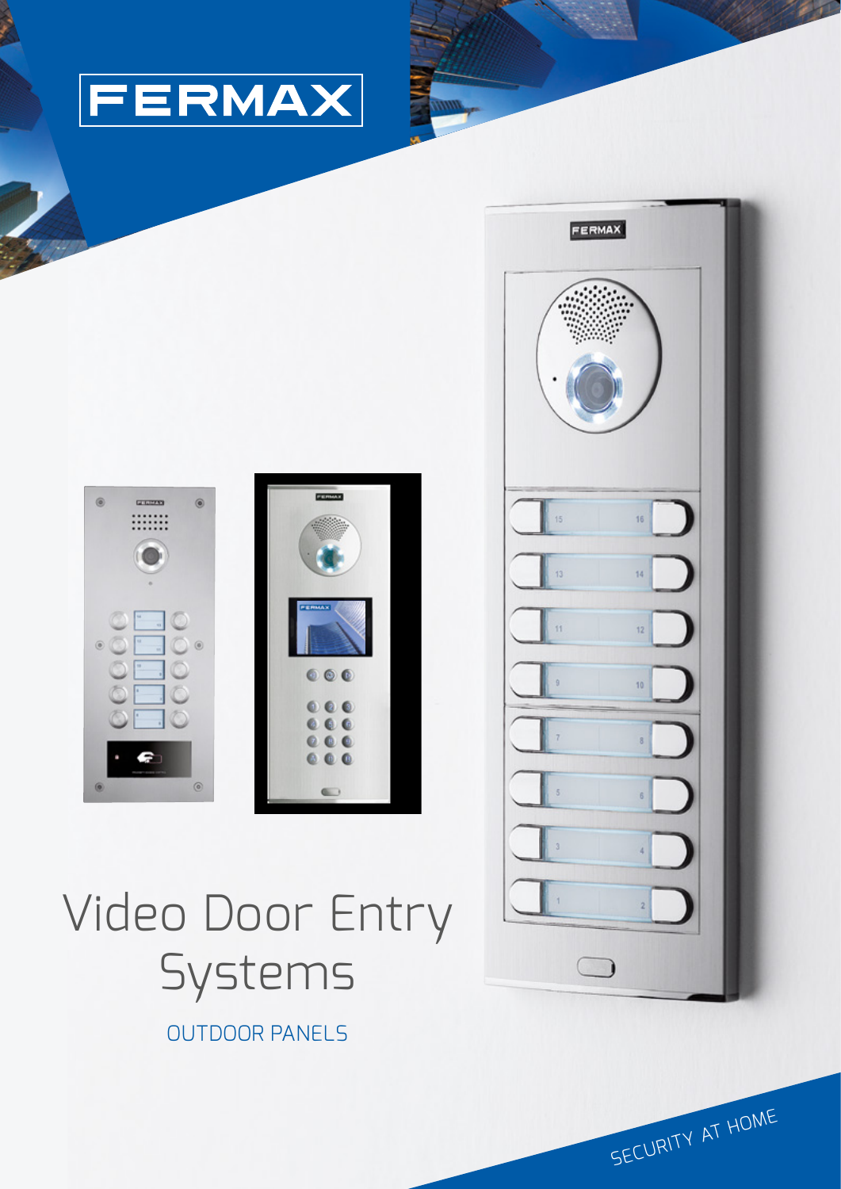FERMAX

# Video Door Entry Systems

OUTDOOR PANELS

SECURITY AT HOME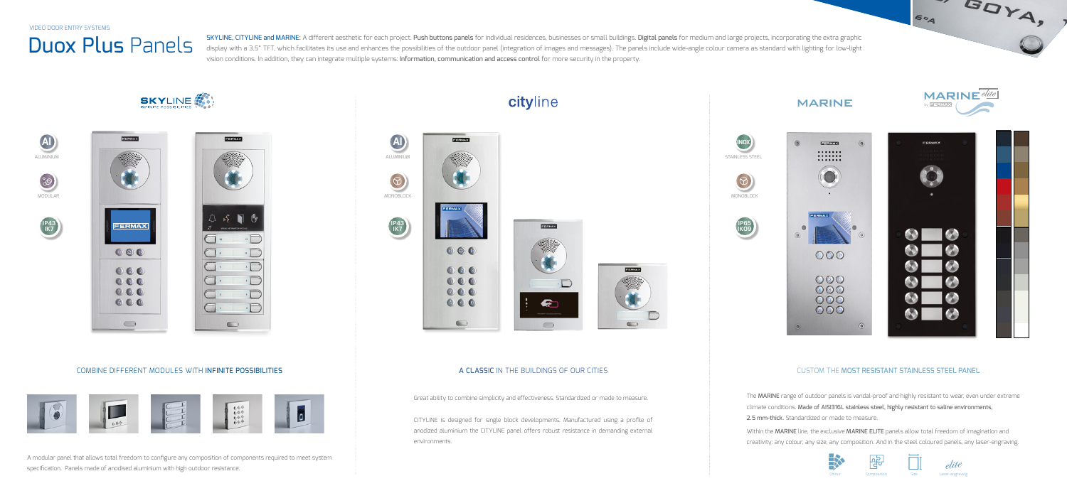VIDEO DOOR ENTRY SYSTEMS

# Duox Plus Panels

**SKYLINE, CITYLINE and MARINE:** A different aesthetic for each project. **Push buttons panels** for individual residences, businesses or small buildings. **Digital panels** for medium and large projects, incorporating the extra graphic display with a 3,5" TFT, which facilitates its use and enhances the possibilities of the outdoor panel (integration of images and messages). The panels include wide-angle colour camera as standard with lighting for low-light vision conditions. In addition, they can integrate multiple systems: **Information, communication and access control** for more security in the property.

## SKYLINE

AL ALUMINIUM

MODULAR

IP43 IK7

### COMBINE DIFFERENT MODULES WITH INFINITE POSSIBILITIES

A modular panel that allows total freedom to configure any composition of components required to meet system specification. Panels made of anodised aluminium with high outdoor resistance.

## cityline

AL ALUMINIUM

MONOBLOCK

IP43 IK7

### A CLASSIC IN THE BUILDINGS OF OUR CITIES

Great ability to combine simplicity and effectiveness. Standardized or made to measure.

CITYLINE is designed for single block developments. Manufactured using a profile of anodized aluminium the CITYLINE panel offers robust resistance in demanding external environments.

## MARINE

## MARINE elite

INOX STAINLESS STEEL

MONOBLOCK

IP65 IK09

### CUSTOM THE MOST RESISTANT STAINLESS STEEL PANEL

The **MARINE** range of outdoor panels is vandal-proof and highly resistant to wear, even under extreme climate conditions. **Made of AISI316L stainless steel, highly resistant to saline environments, 2.5 mm-thick.** Standardized or made to measure.

Within the **MARINE** line, the exclusive **MARINE ELITE** panels allow total freedom of imagination and creativity: any colour, any size, any composition. And in the steel coloured panels, any laser-engraving.

Colour | Composition | Size | Laser-engraving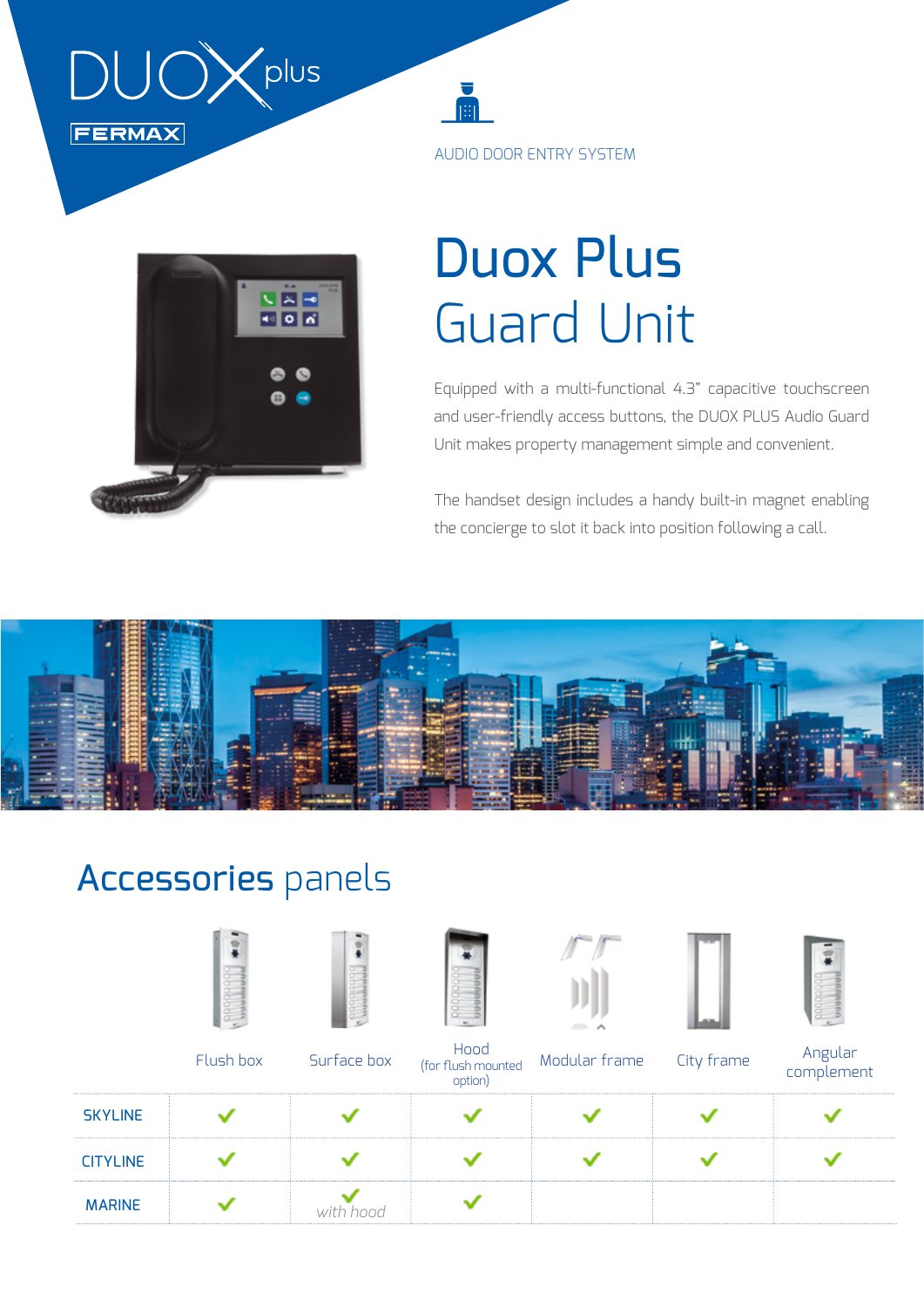DUOX plus

FERMAX

AUDIO DOOR ENTRY SYSTEM

# Duox Plus Guard Unit

Equipped with a multi-functional 4.3" capacitive touchscreen and user-friendly access buttons, the DUOX PLUS Audio Guard Unit makes property management simple and convenient.

The handset design includes a handy built-in magnet enabling the concierge to slot it back into position following a call.

## Accessories panels

| | Flush box | Surface box | Hood (for flush mounted option) | Modular frame | City frame | Angular complement |
|---|---|---|---|---|---|---|
| SKYLINE | ✓ | ✓ | ✓ | ✓ | ✓ | ✓ |
| CITYLINE | ✓ | ✓ | ✓ | ✓ | ✓ | ✓ |
| MARINE | ✓ | ✓ *with hood* | ✓ | | | |